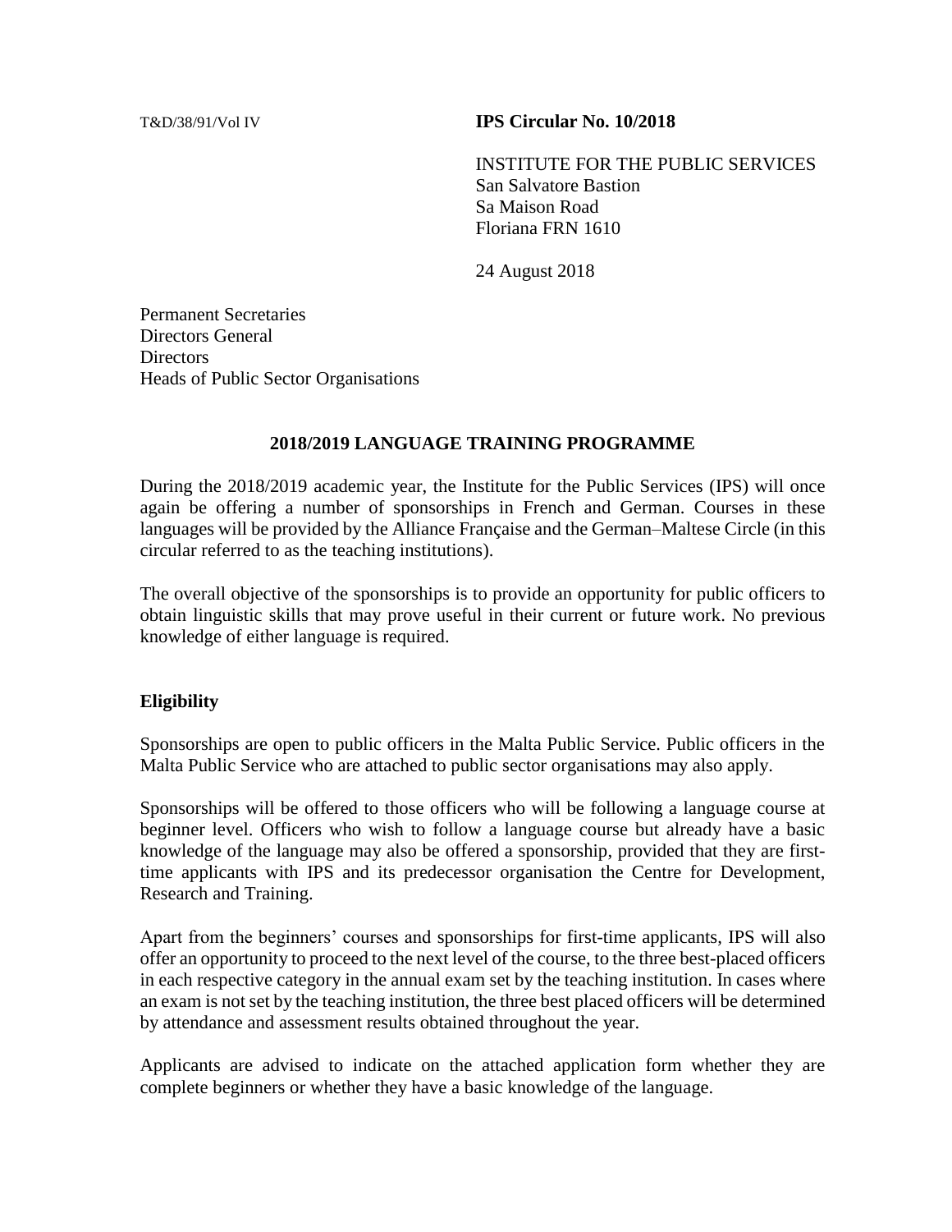T&D/38/91/Vol IV

**IPS Circular No. 10/2018**

INSTITUTE FOR THE PUBLIC SERVICES
San Salvatore Bastion
Sa Maison Road
Floriana FRN 1610

24 August 2018

Permanent Secretaries
Directors General
Directors
Heads of Public Sector Organisations

## 2018/2019 LANGUAGE TRAINING PROGRAMME

During the 2018/2019 academic year, the Institute for the Public Services (IPS) will once again be offering a number of sponsorships in French and German. Courses in these languages will be provided by the Alliance Française and the German–Maltese Circle (in this circular referred to as the teaching institutions).

The overall objective of the sponsorships is to provide an opportunity for public officers to obtain linguistic skills that may prove useful in their current or future work. No previous knowledge of either language is required.

### Eligibility

Sponsorships are open to public officers in the Malta Public Service. Public officers in the Malta Public Service who are attached to public sector organisations may also apply.

Sponsorships will be offered to those officers who will be following a language course at beginner level. Officers who wish to follow a language course but already have a basic knowledge of the language may also be offered a sponsorship, provided that they are first-time applicants with IPS and its predecessor organisation the Centre for Development, Research and Training.

Apart from the beginners' courses and sponsorships for first-time applicants, IPS will also offer an opportunity to proceed to the next level of the course, to the three best-placed officers in each respective category in the annual exam set by the teaching institution. In cases where an exam is not set by the teaching institution, the three best placed officers will be determined by attendance and assessment results obtained throughout the year.

Applicants are advised to indicate on the attached application form whether they are complete beginners or whether they have a basic knowledge of the language.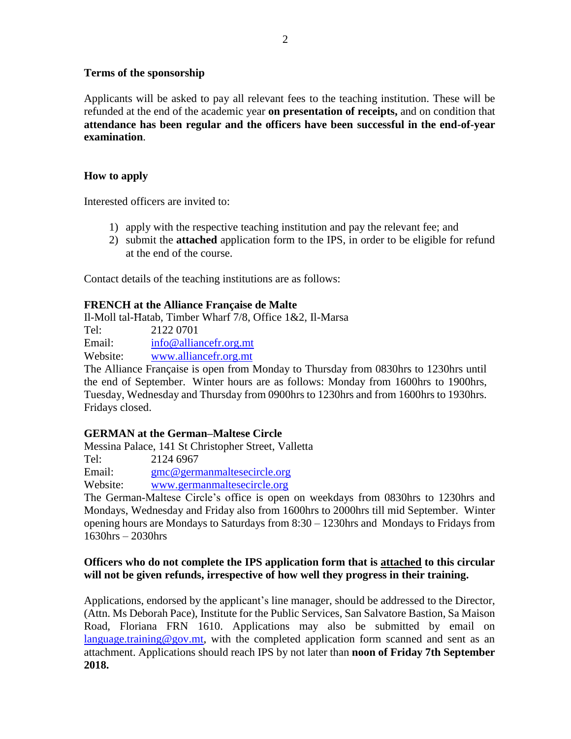**Terms of the sponsorship**

Applicants will be asked to pay all relevant fees to the teaching institution. These will be refunded at the end of the academic year **on presentation of receipts,** and on condition that **attendance has been regular and the officers have been successful in the end-of-year examination**.

**How to apply**

Interested officers are invited to:

1) apply with the respective teaching institution and pay the relevant fee; and
2) submit the **attached** application form to the IPS, in order to be eligible for refund at the end of the course.

Contact details of the teaching institutions are as follows:

**FRENCH at the Alliance Française de Malte**

Il-Moll tal-Ħatab, Timber Wharf 7/8, Office 1&2, Il-Marsa
Tel: 2122 0701
Email: info@alliancefr.org.mt
Website: www.alliancefr.org.mt

The Alliance Française is open from Monday to Thursday from 0830hrs to 1230hrs until the end of September. Winter hours are as follows: Monday from 1600hrs to 1900hrs, Tuesday, Wednesday and Thursday from 0900hrs to 1230hrs and from 1600hrs to 1930hrs. Fridays closed.

**GERMAN at the German–Maltese Circle**

Messina Palace, 141 St Christopher Street, Valletta
Tel: 2124 6967
Email: gmc@germanmaltesecircle.org
Website: www.germanmaltesecircle.org

The German-Maltese Circle's office is open on weekdays from 0830hrs to 1230hrs and Mondays, Wednesday and Friday also from 1600hrs to 2000hrs till mid September. Winter opening hours are Mondays to Saturdays from 8:30 – 1230hrs and Mondays to Fridays from 1630hrs – 2030hrs

**Officers who do not complete the IPS application form that is attached to this circular will not be given refunds, irrespective of how well they progress in their training.**

Applications, endorsed by the applicant's line manager, should be addressed to the Director, (Attn. Ms Deborah Pace), Institute for the Public Services, San Salvatore Bastion, Sa Maison Road, Floriana FRN 1610. Applications may also be submitted by email on language.training@gov.mt, with the completed application form scanned and sent as an attachment. Applications should reach IPS by not later than **noon of Friday 7th September 2018.**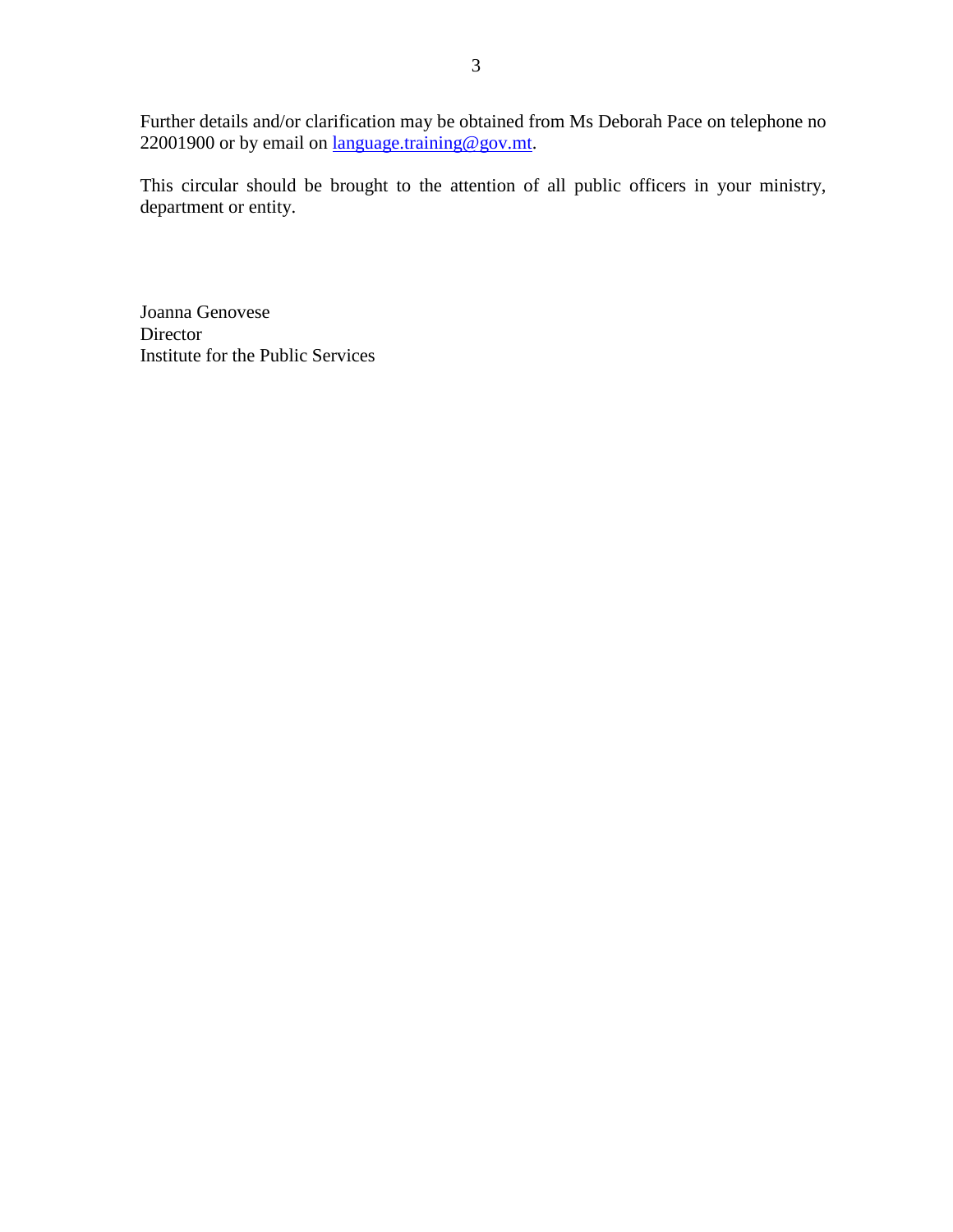Further details and/or clarification may be obtained from Ms Deborah Pace on telephone no 22001900 or by email on language.training@gov.mt.

This circular should be brought to the attention of all public officers in your ministry, department or entity.

Joanna Genovese
Director
Institute for the Public Services